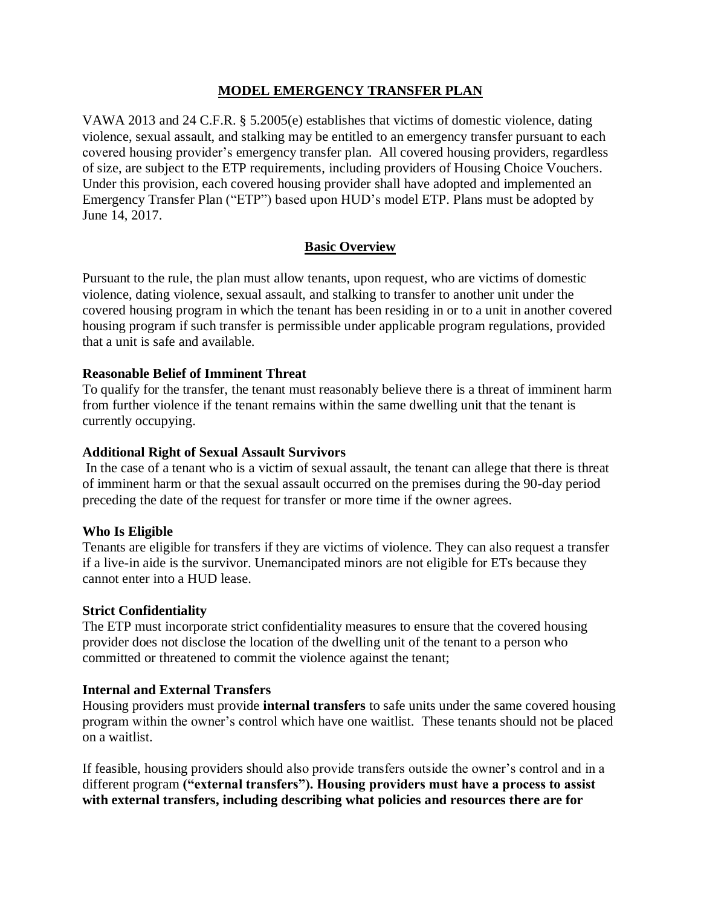# MODEL EMERGENCY TRANSFER PLAN

VAWA 2013 and 24 C.F.R. § 5.2005(e) establishes that victims of domestic violence, dating violence, sexual assault, and stalking may be entitled to an emergency transfer pursuant to each covered housing provider's emergency transfer plan. All covered housing providers, regardless of size, are subject to the ETP requirements, including providers of Housing Choice Vouchers. Under this provision, each covered housing provider shall have adopted and implemented an Emergency Transfer Plan ("ETP") based upon HUD's model ETP. Plans must be adopted by June 14, 2017.

## Basic Overview

Pursuant to the rule, the plan must allow tenants, upon request, who are victims of domestic violence, dating violence, sexual assault, and stalking to transfer to another unit under the covered housing program in which the tenant has been residing in or to a unit in another covered housing program if such transfer is permissible under applicable program regulations, provided that a unit is safe and available.

### Reasonable Belief of Imminent Threat

To qualify for the transfer, the tenant must reasonably believe there is a threat of imminent harm from further violence if the tenant remains within the same dwelling unit that the tenant is currently occupying.

### Additional Right of Sexual Assault Survivors

In the case of a tenant who is a victim of sexual assault, the tenant can allege that there is threat of imminent harm or that the sexual assault occurred on the premises during the 90-day period preceding the date of the request for transfer or more time if the owner agrees.

### Who Is Eligible

Tenants are eligible for transfers if they are victims of violence. They can also request a transfer if a live-in aide is the survivor. Unemancipated minors are not eligible for ETs because they cannot enter into a HUD lease.

### Strict Confidentiality

The ETP must incorporate strict confidentiality measures to ensure that the covered housing provider does not disclose the location of the dwelling unit of the tenant to a person who committed or threatened to commit the violence against the tenant;

### Internal and External Transfers

Housing providers must provide **internal transfers** to safe units under the same covered housing program within the owner's control which have one waitlist. These tenants should not be placed on a waitlist.

If feasible, housing providers should also provide transfers outside the owner's control and in a different program **("external transfers"). Housing providers must have a process to assist with external transfers, including describing what policies and resources there are for**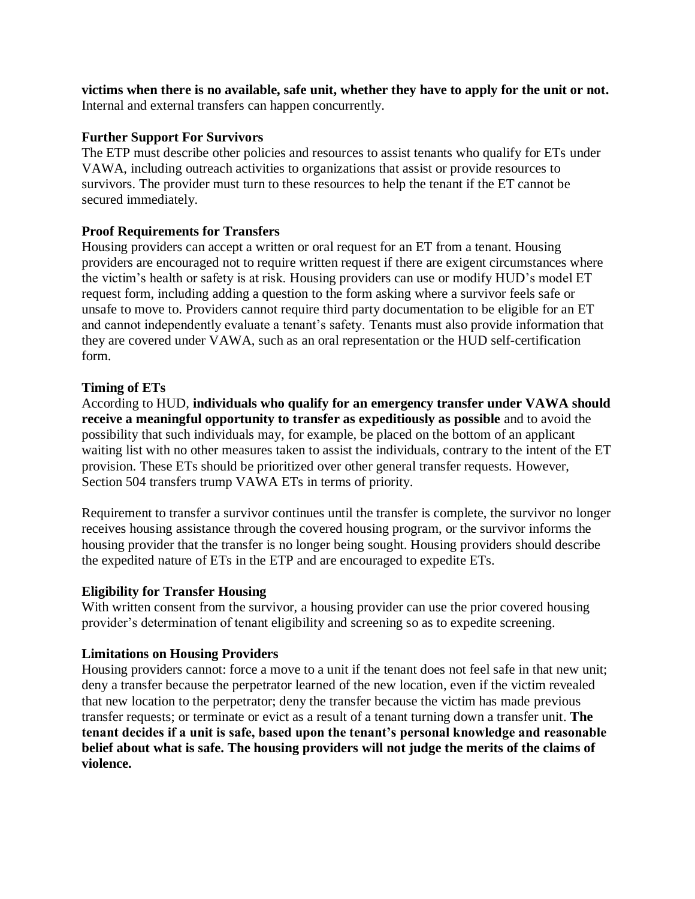**victims when there is no available, safe unit, whether they have to apply for the unit or not.** Internal and external transfers can happen concurrently.

**Further Support For Survivors**

The ETP must describe other policies and resources to assist tenants who qualify for ETs under VAWA, including outreach activities to organizations that assist or provide resources to survivors. The provider must turn to these resources to help the tenant if the ET cannot be secured immediately.

**Proof Requirements for Transfers**

Housing providers can accept a written or oral request for an ET from a tenant. Housing providers are encouraged not to require written request if there are exigent circumstances where the victim's health or safety is at risk. Housing providers can use or modify HUD's model ET request form, including adding a question to the form asking where a survivor feels safe or unsafe to move to. Providers cannot require third party documentation to be eligible for an ET and cannot independently evaluate a tenant's safety. Tenants must also provide information that they are covered under VAWA, such as an oral representation or the HUD self-certification form.

**Timing of ETs**

According to HUD, **individuals who qualify for an emergency transfer under VAWA should receive a meaningful opportunity to transfer as expeditiously as possible** and to avoid the possibility that such individuals may, for example, be placed on the bottom of an applicant waiting list with no other measures taken to assist the individuals, contrary to the intent of the ET provision. These ETs should be prioritized over other general transfer requests. However, Section 504 transfers trump VAWA ETs in terms of priority.

Requirement to transfer a survivor continues until the transfer is complete, the survivor no longer receives housing assistance through the covered housing program, or the survivor informs the housing provider that the transfer is no longer being sought. Housing providers should describe the expedited nature of ETs in the ETP and are encouraged to expedite ETs.

**Eligibility for Transfer Housing**

With written consent from the survivor, a housing provider can use the prior covered housing provider's determination of tenant eligibility and screening so as to expedite screening.

**Limitations on Housing Providers**

Housing providers cannot: force a move to a unit if the tenant does not feel safe in that new unit; deny a transfer because the perpetrator learned of the new location, even if the victim revealed that new location to the perpetrator; deny the transfer because the victim has made previous transfer requests; or terminate or evict as a result of a tenant turning down a transfer unit. **The tenant decides if a unit is safe, based upon the tenant's personal knowledge and reasonable belief about what is safe. The housing providers will not judge the merits of the claims of violence.**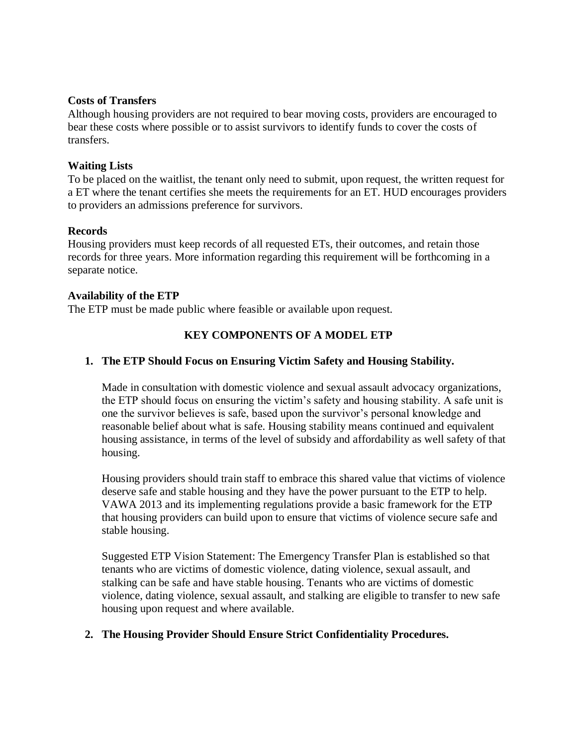**Costs of Transfers**

Although housing providers are not required to bear moving costs, providers are encouraged to bear these costs where possible or to assist survivors to identify funds to cover the costs of transfers.

**Waiting Lists**

To be placed on the waitlist, the tenant only need to submit, upon request, the written request for a ET where the tenant certifies she meets the requirements for an ET. HUD encourages providers to providers an admissions preference for survivors.

**Records**

Housing providers must keep records of all requested ETs, their outcomes, and retain those records for three years. More information regarding this requirement will be forthcoming in a separate notice.

**Availability of the ETP**

The ETP must be made public where feasible or available upon request.

## KEY COMPONENTS OF A MODEL ETP

1. **The ETP Should Focus on Ensuring Victim Safety and Housing Stability.**

   Made in consultation with domestic violence and sexual assault advocacy organizations, the ETP should focus on ensuring the victim's safety and housing stability. A safe unit is one the survivor believes is safe, based upon the survivor's personal knowledge and reasonable belief about what is safe. Housing stability means continued and equivalent housing assistance, in terms of the level of subsidy and affordability as well safety of that housing.

   Housing providers should train staff to embrace this shared value that victims of violence deserve safe and stable housing and they have the power pursuant to the ETP to help. VAWA 2013 and its implementing regulations provide a basic framework for the ETP that housing providers can build upon to ensure that victims of violence secure safe and stable housing.

   Suggested ETP Vision Statement: The Emergency Transfer Plan is established so that tenants who are victims of domestic violence, dating violence, sexual assault, and stalking can be safe and have stable housing. Tenants who are victims of domestic violence, dating violence, sexual assault, and stalking are eligible to transfer to new safe housing upon request and where available.

2. **The Housing Provider Should Ensure Strict Confidentiality Procedures.**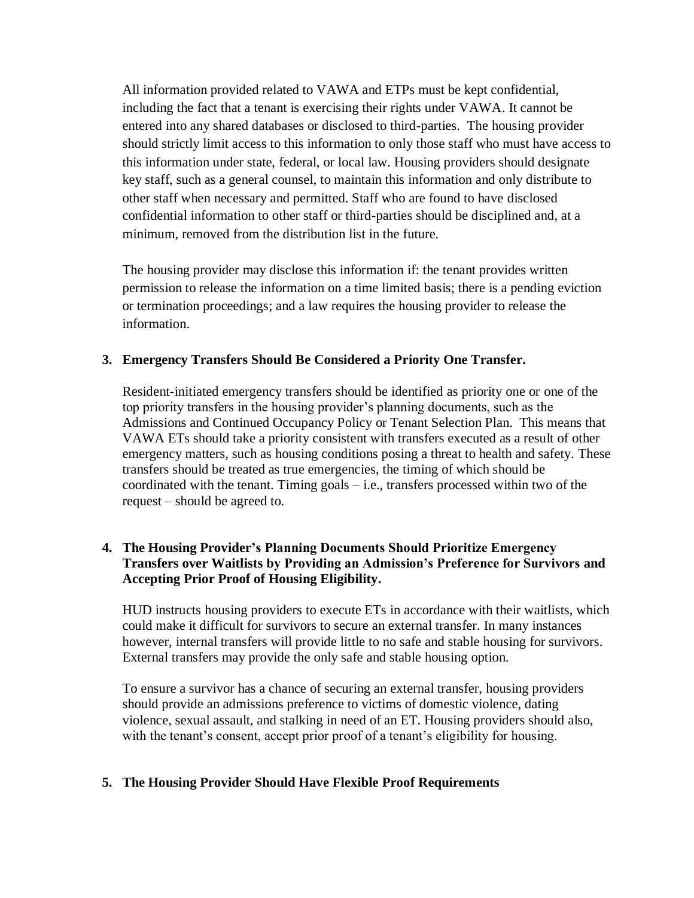All information provided related to VAWA and ETPs must be kept confidential, including the fact that a tenant is exercising their rights under VAWA. It cannot be entered into any shared databases or disclosed to third-parties. The housing provider should strictly limit access to this information to only those staff who must have access to this information under state, federal, or local law. Housing providers should designate key staff, such as a general counsel, to maintain this information and only distribute to other staff when necessary and permitted. Staff who are found to have disclosed confidential information to other staff or third-parties should be disciplined and, at a minimum, removed from the distribution list in the future.

The housing provider may disclose this information if: the tenant provides written permission to release the information on a time limited basis; there is a pending eviction or termination proceedings; and a law requires the housing provider to release the information.

**3. Emergency Transfers Should Be Considered a Priority One Transfer.**

Resident-initiated emergency transfers should be identified as priority one or one of the top priority transfers in the housing provider's planning documents, such as the Admissions and Continued Occupancy Policy or Tenant Selection Plan. This means that VAWA ETs should take a priority consistent with transfers executed as a result of other emergency matters, such as housing conditions posing a threat to health and safety. These transfers should be treated as true emergencies, the timing of which should be coordinated with the tenant. Timing goals – i.e., transfers processed within two of the request – should be agreed to.

**4. The Housing Provider's Planning Documents Should Prioritize Emergency Transfers over Waitlists by Providing an Admission's Preference for Survivors and Accepting Prior Proof of Housing Eligibility.**

HUD instructs housing providers to execute ETs in accordance with their waitlists, which could make it difficult for survivors to secure an external transfer. In many instances however, internal transfers will provide little to no safe and stable housing for survivors. External transfers may provide the only safe and stable housing option.

To ensure a survivor has a chance of securing an external transfer, housing providers should provide an admissions preference to victims of domestic violence, dating violence, sexual assault, and stalking in need of an ET. Housing providers should also, with the tenant's consent, accept prior proof of a tenant's eligibility for housing.

**5. The Housing Provider Should Have Flexible Proof Requirements**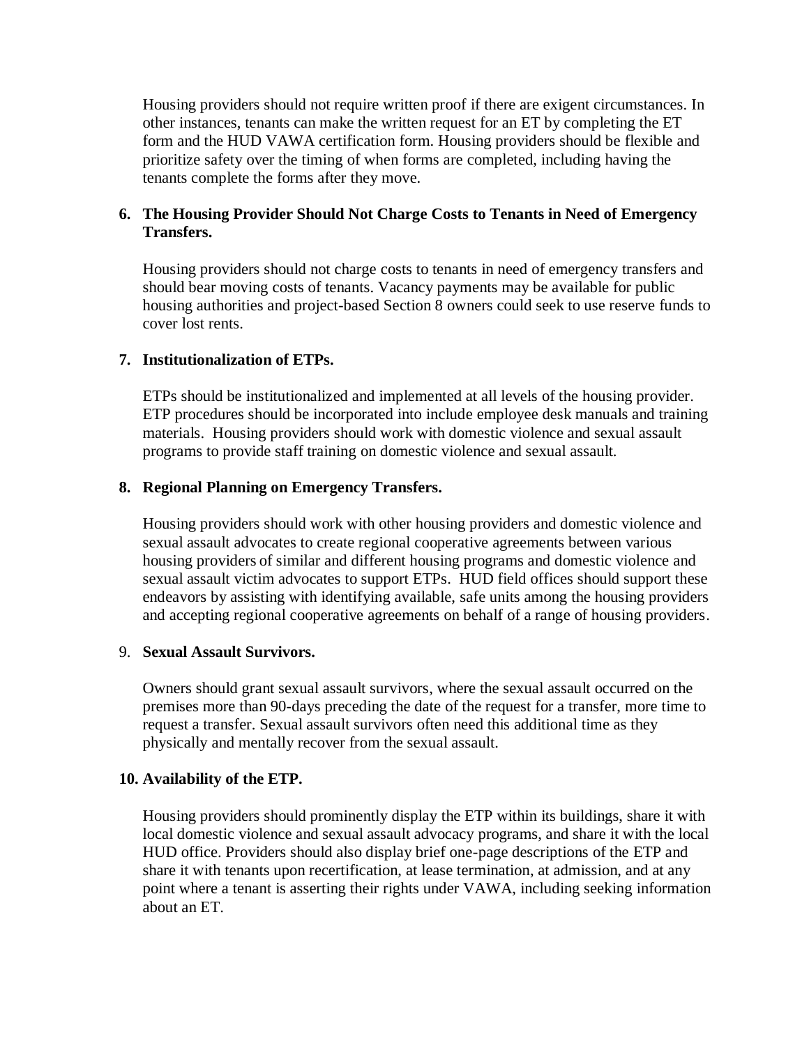Housing providers should not require written proof if there are exigent circumstances. In other instances, tenants can make the written request for an ET by completing the ET form and the HUD VAWA certification form. Housing providers should be flexible and prioritize safety over the timing of when forms are completed, including having the tenants complete the forms after they move.

**6. The Housing Provider Should Not Charge Costs to Tenants in Need of Emergency Transfers.**

Housing providers should not charge costs to tenants in need of emergency transfers and should bear moving costs of tenants. Vacancy payments may be available for public housing authorities and project-based Section 8 owners could seek to use reserve funds to cover lost rents.

**7. Institutionalization of ETPs.**

ETPs should be institutionalized and implemented at all levels of the housing provider. ETP procedures should be incorporated into include employee desk manuals and training materials. Housing providers should work with domestic violence and sexual assault programs to provide staff training on domestic violence and sexual assault.

**8. Regional Planning on Emergency Transfers.**

Housing providers should work with other housing providers and domestic violence and sexual assault advocates to create regional cooperative agreements between various housing providers of similar and different housing programs and domestic violence and sexual assault victim advocates to support ETPs. HUD field offices should support these endeavors by assisting with identifying available, safe units among the housing providers and accepting regional cooperative agreements on behalf of a range of housing providers.

9. **Sexual Assault Survivors.**

Owners should grant sexual assault survivors, where the sexual assault occurred on the premises more than 90-days preceding the date of the request for a transfer, more time to request a transfer. Sexual assault survivors often need this additional time as they physically and mentally recover from the sexual assault.

**10. Availability of the ETP.**

Housing providers should prominently display the ETP within its buildings, share it with local domestic violence and sexual assault advocacy programs, and share it with the local HUD office. Providers should also display brief one-page descriptions of the ETP and share it with tenants upon recertification, at lease termination, at admission, and at any point where a tenant is asserting their rights under VAWA, including seeking information about an ET.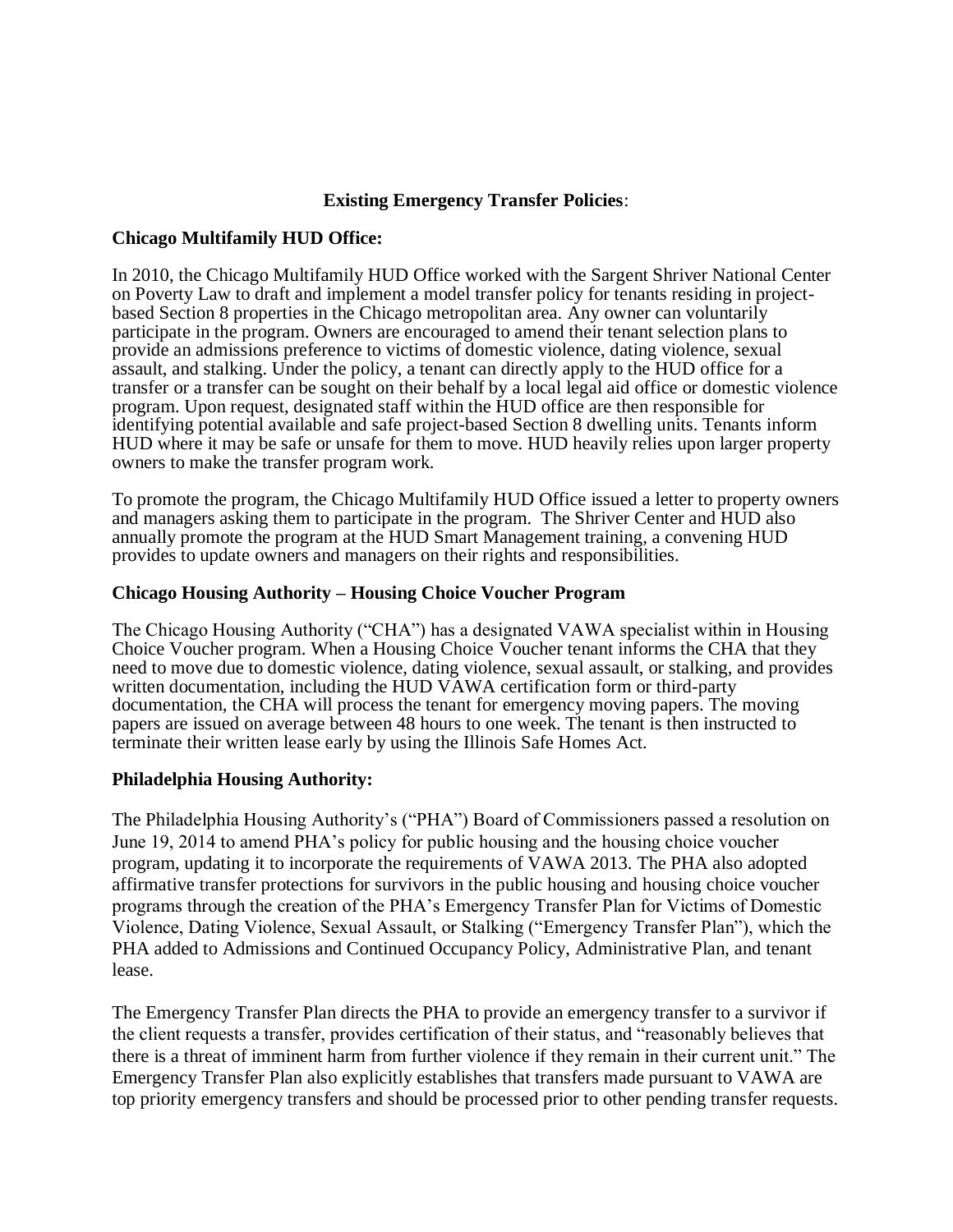## **Existing Emergency Transfer Policies**:

**Chicago Multifamily HUD Office:**

In 2010, the Chicago Multifamily HUD Office worked with the Sargent Shriver National Center on Poverty Law to draft and implement a model transfer policy for tenants residing in project-based Section 8 properties in the Chicago metropolitan area. Any owner can voluntarily participate in the program. Owners are encouraged to amend their tenant selection plans to provide an admissions preference to victims of domestic violence, dating violence, sexual assault, and stalking. Under the policy, a tenant can directly apply to the HUD office for a transfer or a transfer can be sought on their behalf by a local legal aid office or domestic violence program. Upon request, designated staff within the HUD office are then responsible for identifying potential available and safe project-based Section 8 dwelling units. Tenants inform HUD where it may be safe or unsafe for them to move. HUD heavily relies upon larger property owners to make the transfer program work.

To promote the program, the Chicago Multifamily HUD Office issued a letter to property owners and managers asking them to participate in the program. The Shriver Center and HUD also annually promote the program at the HUD Smart Management training, a convening HUD provides to update owners and managers on their rights and responsibilities.

**Chicago Housing Authority – Housing Choice Voucher Program**

The Chicago Housing Authority ("CHA") has a designated VAWA specialist within in Housing Choice Voucher program. When a Housing Choice Voucher tenant informs the CHA that they need to move due to domestic violence, dating violence, sexual assault, or stalking, and provides written documentation, including the HUD VAWA certification form or third-party documentation, the CHA will process the tenant for emergency moving papers. The moving papers are issued on average between 48 hours to one week. The tenant is then instructed to terminate their written lease early by using the Illinois Safe Homes Act.

**Philadelphia Housing Authority:**

The Philadelphia Housing Authority's ("PHA") Board of Commissioners passed a resolution on June 19, 2014 to amend PHA's policy for public housing and the housing choice voucher program, updating it to incorporate the requirements of VAWA 2013. The PHA also adopted affirmative transfer protections for survivors in the public housing and housing choice voucher programs through the creation of the PHA's Emergency Transfer Plan for Victims of Domestic Violence, Dating Violence, Sexual Assault, or Stalking ("Emergency Transfer Plan"), which the PHA added to Admissions and Continued Occupancy Policy, Administrative Plan, and tenant lease.

The Emergency Transfer Plan directs the PHA to provide an emergency transfer to a survivor if the client requests a transfer, provides certification of their status, and "reasonably believes that there is a threat of imminent harm from further violence if they remain in their current unit." The Emergency Transfer Plan also explicitly establishes that transfers made pursuant to VAWA are top priority emergency transfers and should be processed prior to other pending transfer requests.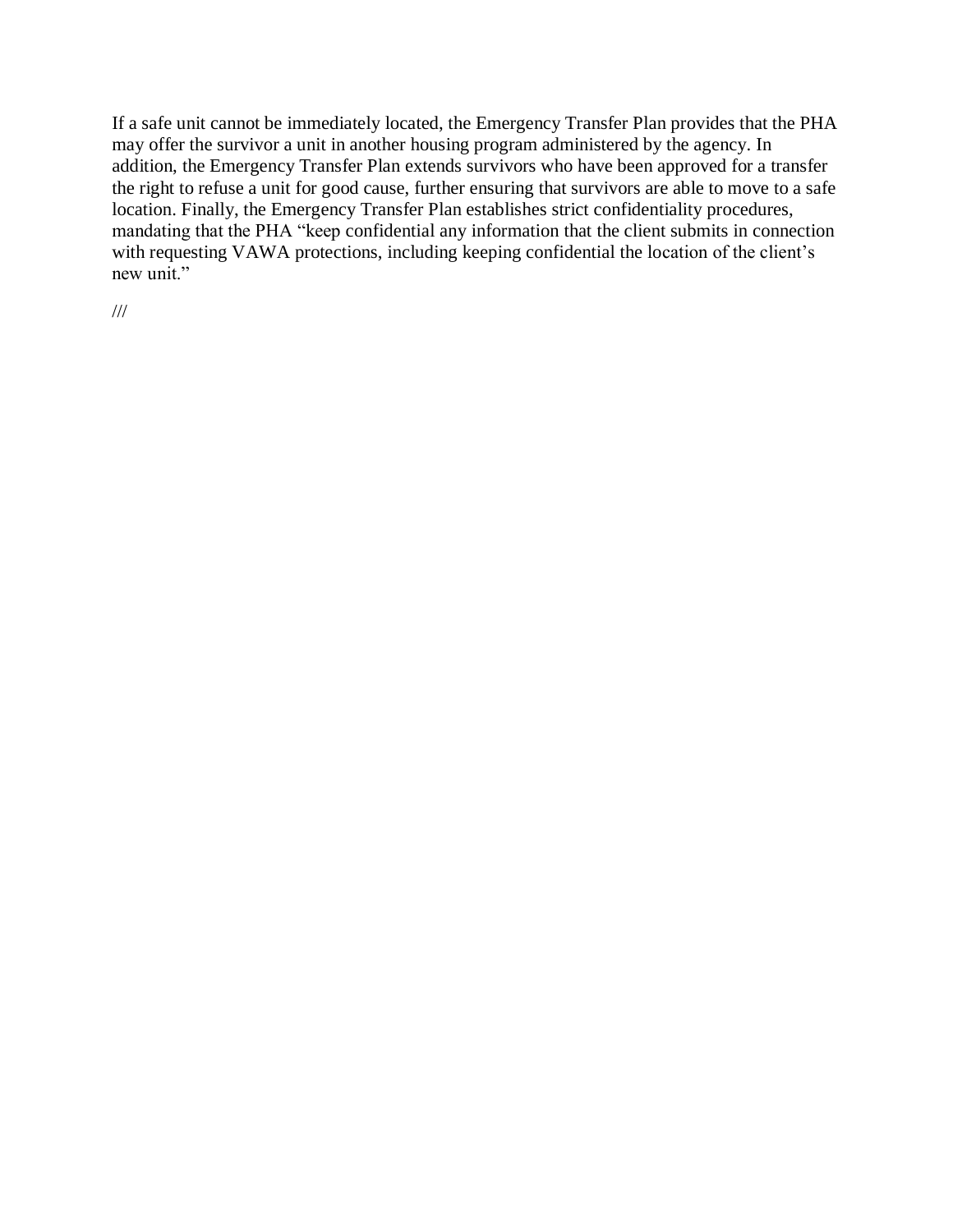If a safe unit cannot be immediately located, the Emergency Transfer Plan provides that the PHA may offer the survivor a unit in another housing program administered by the agency. In addition, the Emergency Transfer Plan extends survivors who have been approved for a transfer the right to refuse a unit for good cause, further ensuring that survivors are able to move to a safe location. Finally, the Emergency Transfer Plan establishes strict confidentiality procedures, mandating that the PHA "keep confidential any information that the client submits in connection with requesting VAWA protections, including keeping confidential the location of the client's new unit."

///